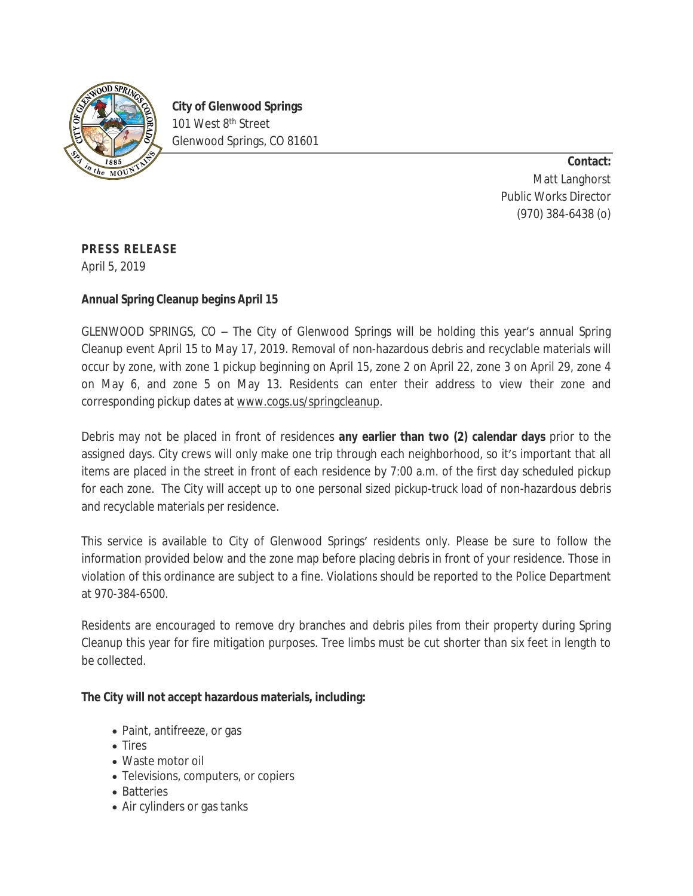**City of Glenwood Springs**
101 West 8th Street
Glenwood Springs, CO 81601

**Contact:**
Matt Langhorst
Public Works Director
(970) 384-6438 (o)

**PRESS RELEASE**
April 5, 2019

**Annual Spring Cleanup begins April 15**

GLENWOOD SPRINGS, CO – The City of Glenwood Springs will be holding this year's annual Spring Cleanup event April 15 to May 17, 2019. Removal of non-hazardous debris and recyclable materials will occur by zone, with zone 1 pickup beginning on April 15, zone 2 on April 22, zone 3 on April 29, zone 4 on May 6, and zone 5 on May 13. Residents can enter their address to view their zone and corresponding pickup dates at www.cogs.us/springcleanup.

Debris may not be placed in front of residences **any earlier than two (2) calendar days** prior to the assigned days. City crews will only make one trip through each neighborhood, so it's important that all items are placed in the street in front of each residence by 7:00 a.m. of the first day scheduled pickup for each zone. The City will accept up to one personal sized pickup-truck load of non-hazardous debris and recyclable materials per residence.

This service is available to City of Glenwood Springs' residents only. Please be sure to follow the information provided below and the zone map before placing debris in front of your residence. Those in violation of this ordinance are subject to a fine. Violations should be reported to the Police Department at 970-384-6500.

Residents are encouraged to remove dry branches and debris piles from their property during Spring Cleanup this year for fire mitigation purposes. Tree limbs must be cut shorter than six feet in length to be collected.

**The City will not accept hazardous materials, including:**

- Paint, antifreeze, or gas
- Tires
- Waste motor oil
- Televisions, computers, or copiers
- Batteries
- Air cylinders or gas tanks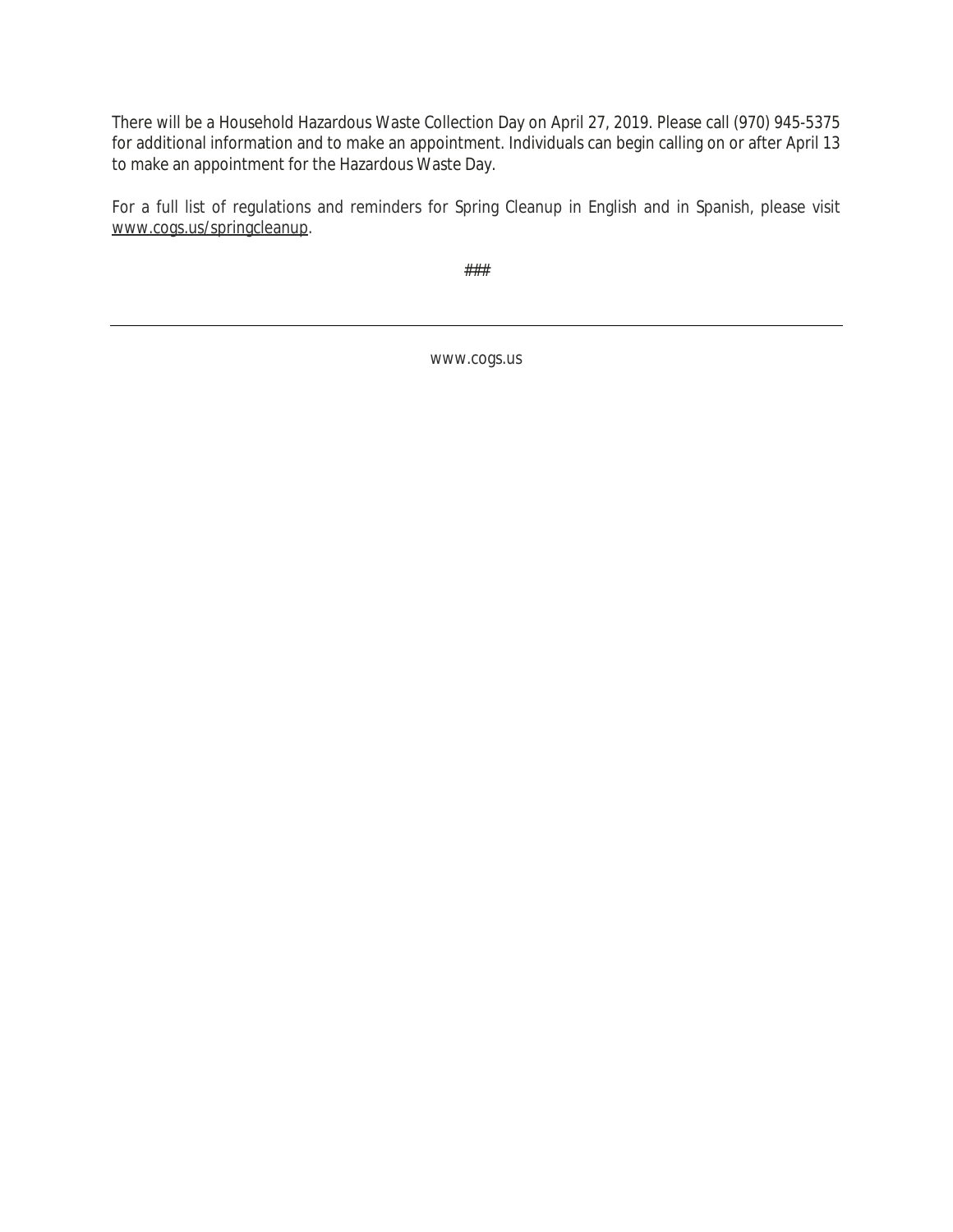There will be a Household Hazardous Waste Collection Day on April 27, 2019. Please call (970) 945-5375 for additional information and to make an appointment. Individuals can begin calling on or after April 13 to make an appointment for the Hazardous Waste Day.

For a full list of regulations and reminders for Spring Cleanup in English and in Spanish, please visit www.cogs.us/springcleanup.

###

---

www.cogs.us